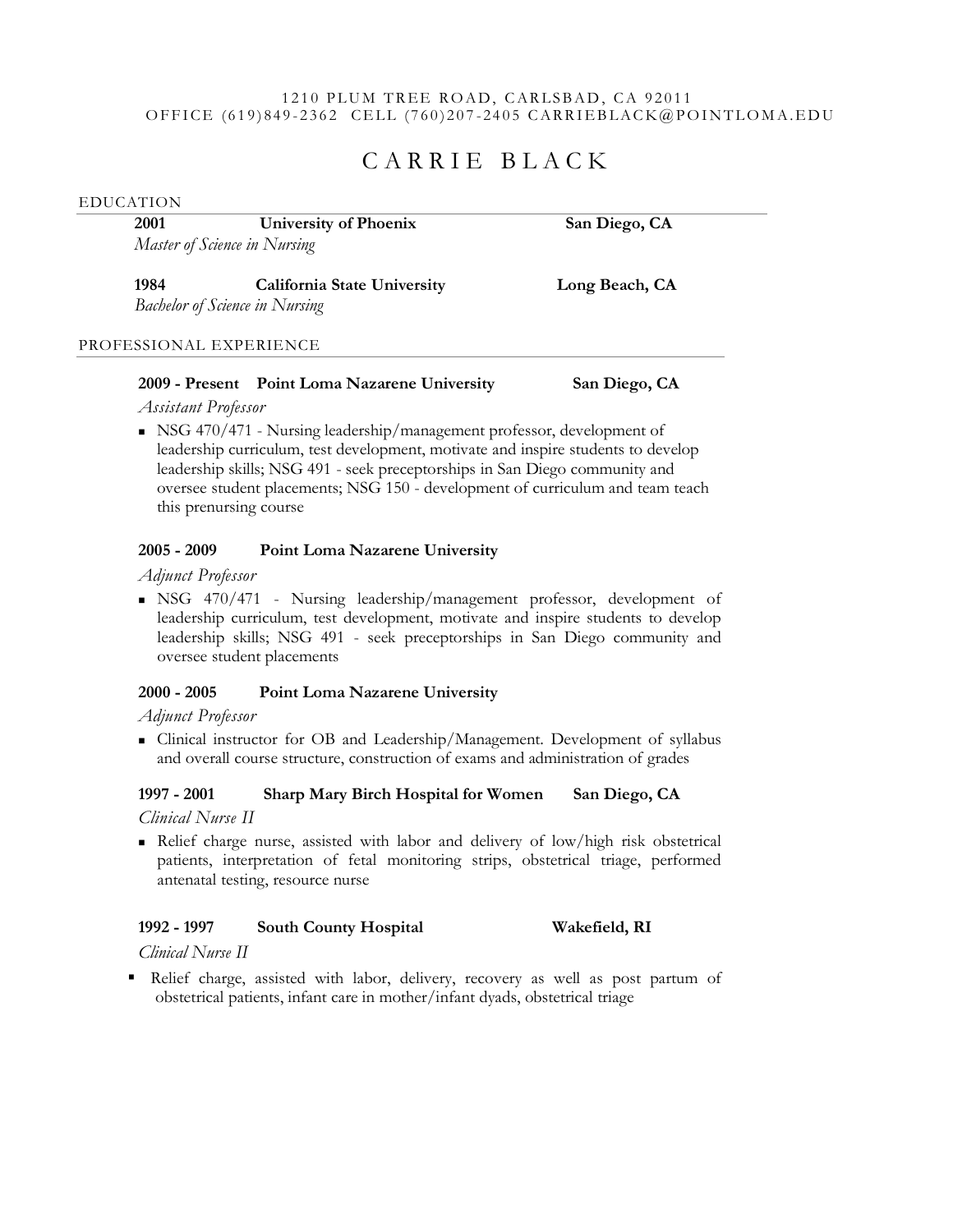1210 PLUM TREE ROAD, CARLSBAD, CA 92011
OFFICE (619)849-2362 CELL (760)207-2405 CARRIEBLACK@POINTLOMA.EDU

# CARRIE BLACK

## EDUCATION

**2001** **University of Phoenix** **San Diego, CA**
*Master of Science in Nursing*

**1984** **California State University** **Long Beach, CA**
*Bachelor of Science in Nursing*

## PROFESSIONAL EXPERIENCE

**2009 - Present** **Point Loma Nazarene University** **San Diego, CA**
*Assistant Professor*

- NSG 470/471 - Nursing leadership/management professor, development of leadership curriculum, test development, motivate and inspire students to develop leadership skills; NSG 491 - seek preceptorships in San Diego community and oversee student placements; NSG 150 - development of curriculum and team teach this prenursing course

**2005 - 2009** **Point Loma Nazarene University**
*Adjunct Professor*

- NSG 470/471 - Nursing leadership/management professor, development of leadership curriculum, test development, motivate and inspire students to develop leadership skills; NSG 491 - seek preceptorships in San Diego community and oversee student placements

**2000 - 2005** **Point Loma Nazarene University**
*Adjunct Professor*

- Clinical instructor for OB and Leadership/Management. Development of syllabus and overall course structure, construction of exams and administration of grades

**1997 - 2001** **Sharp Mary Birch Hospital for Women** **San Diego, CA**
*Clinical Nurse II*

- Relief charge nurse, assisted with labor and delivery of low/high risk obstetrical patients, interpretation of fetal monitoring strips, obstetrical triage, performed antenatal testing, resource nurse

**1992 - 1997** **South County Hospital** **Wakefield, RI**
*Clinical Nurse II*

- Relief charge, assisted with labor, delivery, recovery as well as post partum of obstetrical patients, infant care in mother/infant dyads, obstetrical triage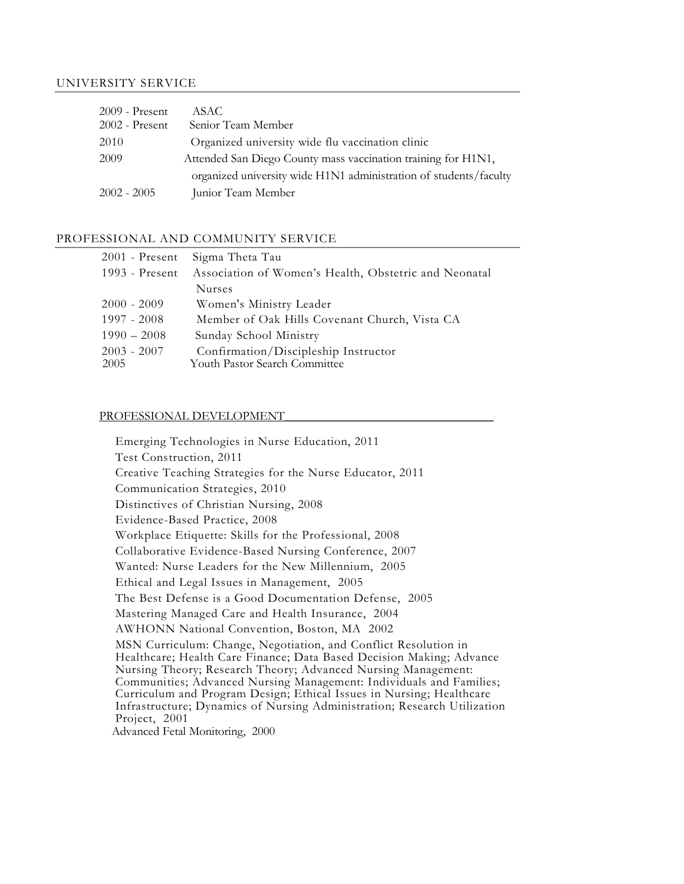## UNIVERSITY SERVICE

| | |
|---|---|
| 2009 - Present | ASAC |
| 2002 - Present | Senior Team Member |
| 2010 | Organized university wide flu vaccination clinic |
| 2009 | Attended San Diego County mass vaccination training for H1N1, organized university wide H1N1 administration of students/faculty |
| 2002 - 2005 | Junior Team Member |

## PROFESSIONAL AND COMMUNITY SERVICE

| | |
|---|---|
| 2001 - Present | Sigma Theta Tau |
| 1993 - Present | Association of Women's Health, Obstetric and Neonatal Nurses |
| 2000 - 2009 | Women's Ministry Leader |
| 1997 - 2008 | Member of Oak Hills Covenant Church, Vista CA |
| 1990 – 2008 | Sunday School Ministry |
| 2003 - 2007 | Confirmation/Discipleship Instructor |
| 2005 | Youth Pastor Search Committee |

## PROFESSIONAL DEVELOPMENT

Emerging Technologies in Nurse Education, 2011

Test Construction, 2011

Creative Teaching Strategies for the Nurse Educator, 2011

Communication Strategies, 2010

Distinctives of Christian Nursing, 2008

Evidence-Based Practice, 2008

Workplace Etiquette: Skills for the Professional, 2008

Collaborative Evidence-Based Nursing Conference, 2007

Wanted: Nurse Leaders for the New Millennium, 2005

Ethical and Legal Issues in Management, 2005

The Best Defense is a Good Documentation Defense, 2005

Mastering Managed Care and Health Insurance, 2004

AWHONN National Convention, Boston, MA 2002

MSN Curriculum: Change, Negotiation, and Conflict Resolution in Healthcare; Health Care Finance; Data Based Decision Making; Advance Nursing Theory; Research Theory; Advanced Nursing Management: Communities; Advanced Nursing Management: Individuals and Families; Curriculum and Program Design; Ethical Issues in Nursing; Healthcare Infrastructure; Dynamics of Nursing Administration; Research Utilization Project, 2001

Advanced Fetal Monitoring, 2000